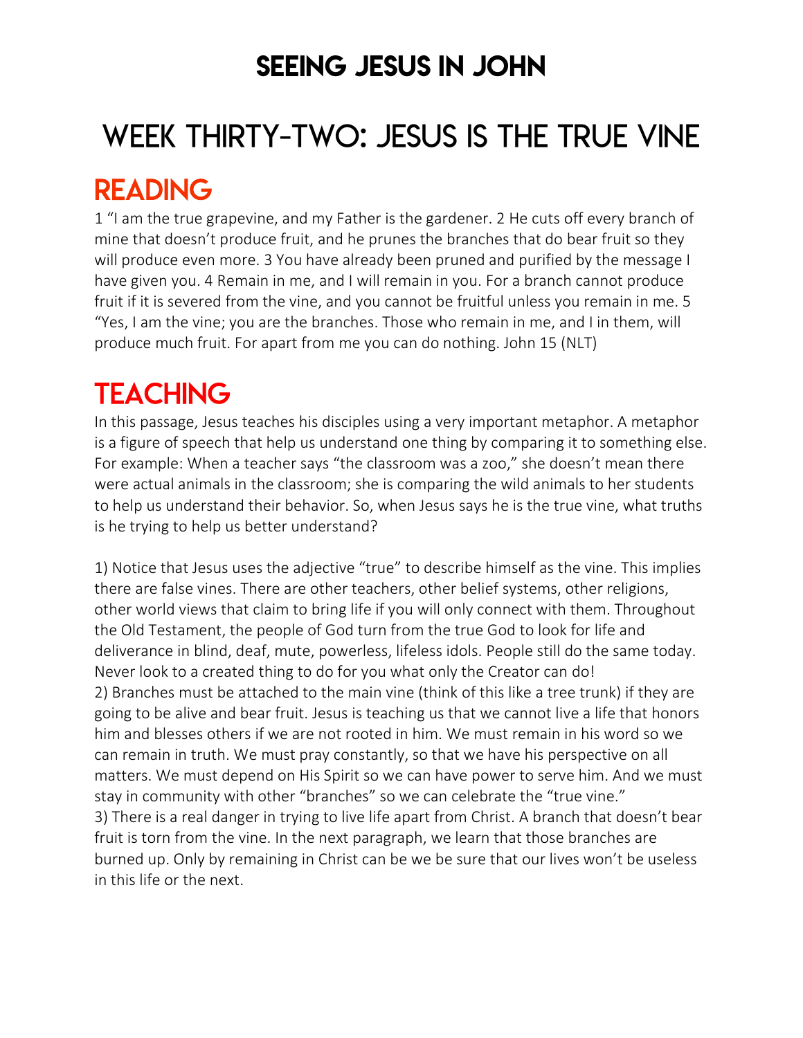# SEEING JESUS IN JOHN

# WEEK THIRTY-TWO: JESUS IS THE TRUE VINE

## READING

1 "I am the true grapevine, and my Father is the gardener. 2 He cuts off every branch of mine that doesn't produce fruit, and he prunes the branches that do bear fruit so they will produce even more. 3 You have already been pruned and purified by the message I have given you. 4 Remain in me, and I will remain in you. For a branch cannot produce fruit if it is severed from the vine, and you cannot be fruitful unless you remain in me. 5 "Yes, I am the vine; you are the branches. Those who remain in me, and I in them, will produce much fruit. For apart from me you can do nothing. John 15 (NLT)

## TEACHING

In this passage, Jesus teaches his disciples using a very important metaphor. A metaphor is a figure of speech that help us understand one thing by comparing it to something else. For example: When a teacher says "the classroom was a zoo," she doesn't mean there were actual animals in the classroom; she is comparing the wild animals to her students to help us understand their behavior. So, when Jesus says he is the true vine, what truths is he trying to help us better understand?

1) Notice that Jesus uses the adjective "true" to describe himself as the vine. This implies there are false vines. There are other teachers, other belief systems, other religions, other world views that claim to bring life if you will only connect with them. Throughout the Old Testament, the people of God turn from the true God to look for life and deliverance in blind, deaf, mute, powerless, lifeless idols. People still do the same today. Never look to a created thing to do for you what only the Creator can do!
2) Branches must be attached to the main vine (think of this like a tree trunk) if they are going to be alive and bear fruit. Jesus is teaching us that we cannot live a life that honors him and blesses others if we are not rooted in him. We must remain in his word so we can remain in truth. We must pray constantly, so that we have his perspective on all matters. We must depend on His Spirit so we can have power to serve him. And we must stay in community with other "branches" so we can celebrate the "true vine."
3) There is a real danger in trying to live life apart from Christ. A branch that doesn't bear fruit is torn from the vine. In the next paragraph, we learn that those branches are burned up. Only by remaining in Christ can be we be sure that our lives won't be useless in this life or the next.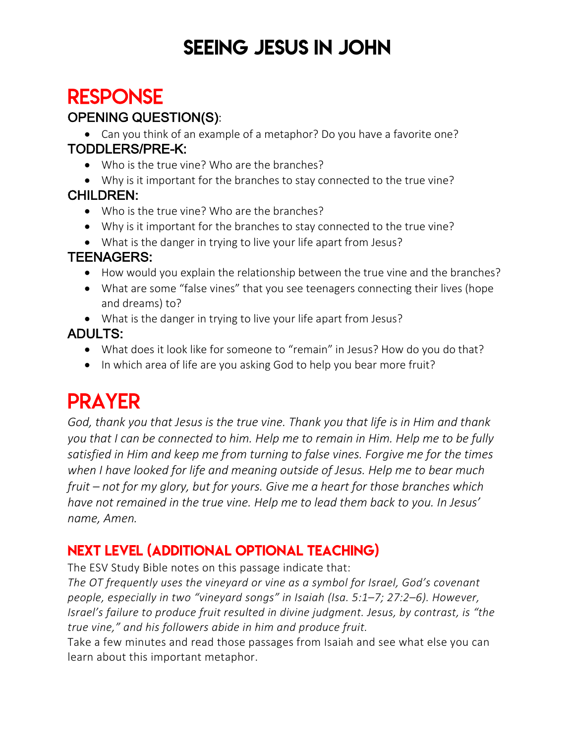# SEEING JESUS IN JOHN

## RESPONSE

### OPENING QUESTION(S):

- Can you think of an example of a metaphor? Do you have a favorite one?

### TODDLERS/PRE-K:

- Who is the true vine? Who are the branches?
- Why is it important for the branches to stay connected to the true vine?

### CHILDREN:

- Who is the true vine? Who are the branches?
- Why is it important for the branches to stay connected to the true vine?
- What is the danger in trying to live your life apart from Jesus?

### TEENAGERS:

- How would you explain the relationship between the true vine and the branches?
- What are some "false vines" that you see teenagers connecting their lives (hope and dreams) to?
- What is the danger in trying to live your life apart from Jesus?

### ADULTS:

- What does it look like for someone to "remain" in Jesus? How do you do that?
- In which area of life are you asking God to help you bear more fruit?

## PRAYER

*God, thank you that Jesus is the true vine. Thank you that life is in Him and thank you that I can be connected to him. Help me to remain in Him. Help me to be fully satisfied in Him and keep me from turning to false vines. Forgive me for the times when I have looked for life and meaning outside of Jesus. Help me to bear much fruit – not for my glory, but for yours. Give me a heart for those branches which have not remained in the true vine. Help me to lead them back to you. In Jesus' name, Amen.*

### NEXT LEVEL (ADDITIONAL OPTIONAL TEACHING)

The ESV Study Bible notes on this passage indicate that:

*The OT frequently uses the vineyard or vine as a symbol for Israel, God's covenant people, especially in two "vineyard songs" in Isaiah (Isa. 5:1–7; 27:2–6). However, Israel's failure to produce fruit resulted in divine judgment. Jesus, by contrast, is "the true vine," and his followers abide in him and produce fruit.*

Take a few minutes and read those passages from Isaiah and see what else you can learn about this important metaphor.